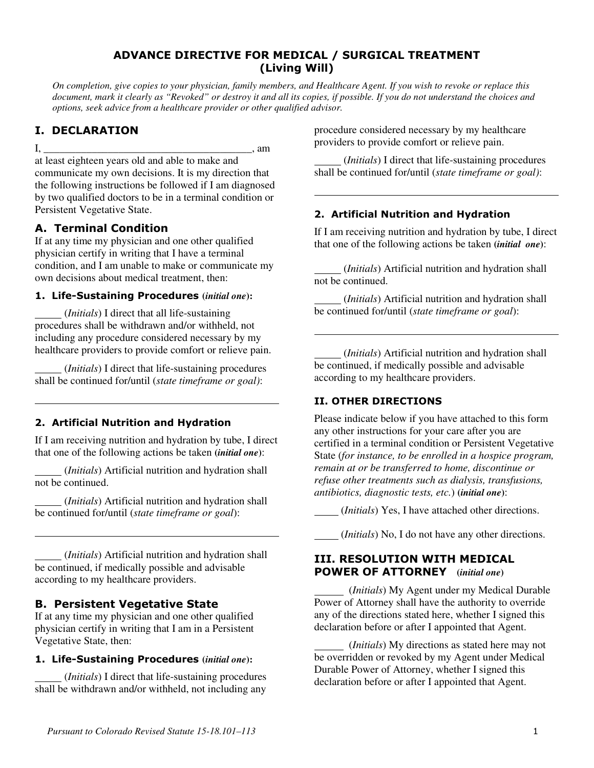# ADVANCE DIRECTIVE FOR MEDICAL / SURGICAL TREATMENT (Living Will)

*On completion, give copies to your physician, family members, and Healthcare Agent. If you wish to revoke or replace this document, mark it clearly as "Revoked" or destroy it and all its copies, if possible. If you do not understand the choices and options, seek advice from a healthcare provider or other qualified advisor.*

## I. DECLARATION

I, ________________________________________, am at least eighteen years old and able to make and communicate my own decisions. It is my direction that the following instructions be followed if I am diagnosed by two qualified doctors to be in a terminal condition or Persistent Vegetative State.

### A. Terminal Condition

If at any time my physician and one other qualified physician certify in writing that I have a terminal condition, and I am unable to make or communicate my own decisions about medical treatment, then:

#### 1. Life-Sustaining Procedures (*initial one*):

_____ (*Initials*) I direct that all life-sustaining procedures shall be withdrawn and/or withheld, not including any procedure considered necessary by my healthcare providers to provide comfort or relieve pain.

_____ (*Initials*) I direct that life-sustaining procedures shall be continued for/until (*state timeframe or goal)*:

______________________________________________

#### 2. Artificial Nutrition and Hydration

If I am receiving nutrition and hydration by tube, I direct that one of the following actions be taken (***initial one***):

_____ (*Initials*) Artificial nutrition and hydration shall not be continued.

_____ (*Initials*) Artificial nutrition and hydration shall be continued for/until (*state timeframe or goal*):

______________________________________________

_____ (*Initials*) Artificial nutrition and hydration shall be continued, if medically possible and advisable according to my healthcare providers.

### B. Persistent Vegetative State

If at any time my physician and one other qualified physician certify in writing that I am in a Persistent Vegetative State, then:

#### 1. Life-Sustaining Procedures (*initial one*):

_____ (*Initials*) I direct that life-sustaining procedures shall be withdrawn and/or withheld, not including any procedure considered necessary by my healthcare providers to provide comfort or relieve pain.

_____ (*Initials*) I direct that life-sustaining procedures shall be continued for/until (*state timeframe or goal)*:

______________________________________________

#### 2. Artificial Nutrition and Hydration

If I am receiving nutrition and hydration by tube, I direct that one of the following actions be taken (***initial one***):

_____ (*Initials*) Artificial nutrition and hydration shall not be continued.

_____ (*Initials*) Artificial nutrition and hydration shall be continued for/until (*state timeframe or goal*):

______________________________________________

_____ (*Initials*) Artificial nutrition and hydration shall be continued, if medically possible and advisable according to my healthcare providers.

## II. OTHER DIRECTIONS

Please indicate below if you have attached to this form any other instructions for your care after you are certified in a terminal condition or Persistent Vegetative State (*for instance, to be enrolled in a hospice program, remain at or be transferred to home, discontinue or refuse other treatments such as dialysis, transfusions, antibiotics, diagnostic tests, etc.*) (***initial one***):

_____ (*Initials*) Yes, I have attached other directions.

_____ (*Initials*) No, I do not have any other directions.

## III. RESOLUTION WITH MEDICAL POWER OF ATTORNEY (*initial one*)

______ (*Initials*) My Agent under my Medical Durable Power of Attorney shall have the authority to override any of the directions stated here, whether I signed this declaration before or after I appointed that Agent.

______ (*Initials*) My directions as stated here may not be overridden or revoked by my Agent under Medical Durable Power of Attorney, whether I signed this declaration before or after I appointed that Agent.

*Pursuant to Colorado Revised Statute 15-18.101–113*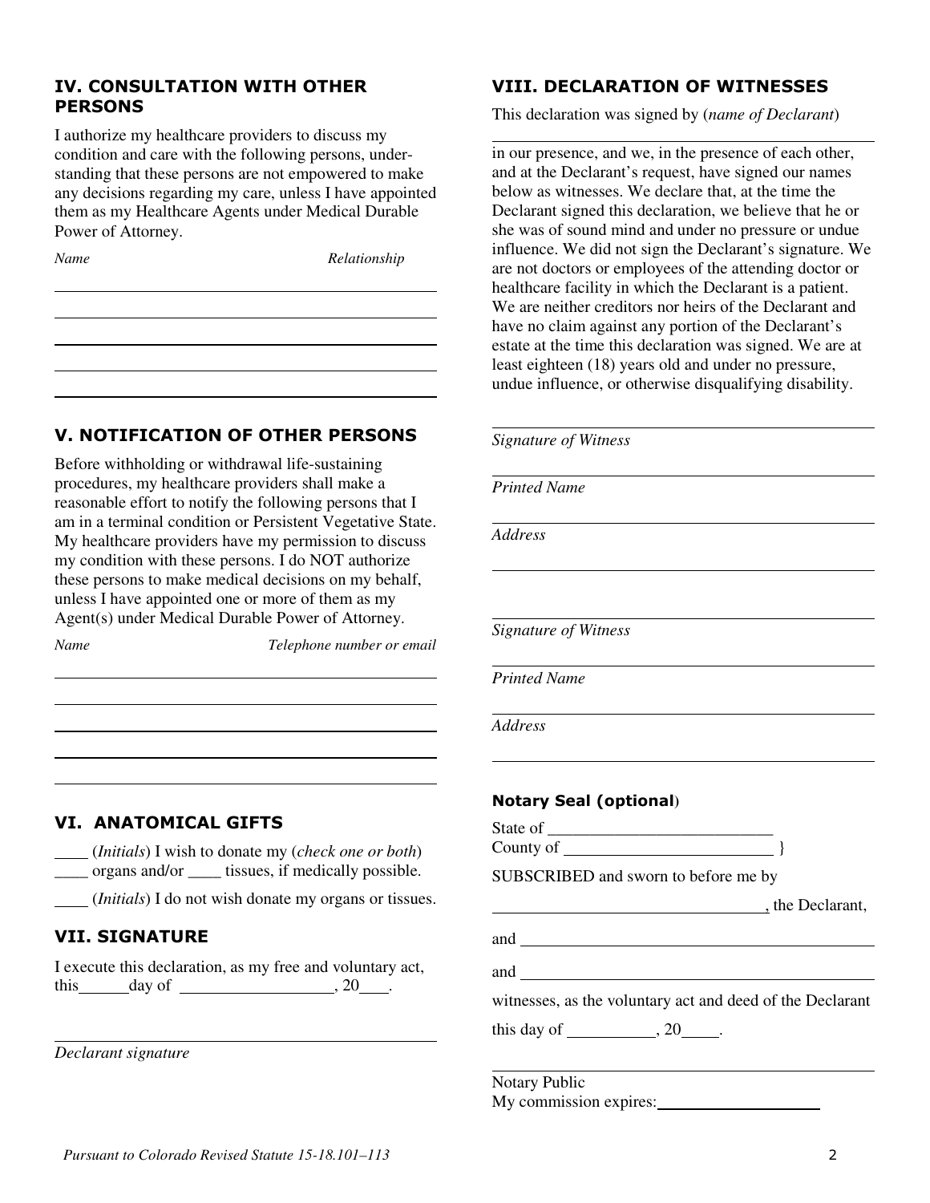## IV. CONSULTATION WITH OTHER PERSONS

I authorize my healthcare providers to discuss my condition and care with the following persons, understanding that these persons are not empowered to make any decisions regarding my care, unless I have appointed them as my Healthcare Agents under Medical Durable Power of Attorney.

| *Name* | *Relationship* |
|---|---|
| | |
| | |
| | |
| | |
| | |

## V. NOTIFICATION OF OTHER PERSONS

Before withholding or withdrawal life-sustaining procedures, my healthcare providers shall make a reasonable effort to notify the following persons that I am in a terminal condition or Persistent Vegetative State. My healthcare providers have my permission to discuss my condition with these persons. I do NOT authorize these persons to make medical decisions on my behalf, unless I have appointed one or more of them as my Agent(s) under Medical Durable Power of Attorney.

| *Name* | *Telephone number or email* |
|---|---|
| | |
| | |
| | |
| | |
| | |

## VI. ANATOMICAL GIFTS

____ (*Initials*) I wish to donate my (*check one or both*) ____ organs and/or ____ tissues, if medically possible.

____ (*Initials*) I do not wish donate my organs or tissues.

## VII. SIGNATURE

I execute this declaration, as my free and voluntary act, this______day of __________________, 20___.

______________________________________________

*Declarant signature*

## VIII. DECLARATION OF WITNESSES

This declaration was signed by (*name of Declarant*)

______________________________________________

in our presence, and we, in the presence of each other, and at the Declarant's request, have signed our names below as witnesses. We declare that, at the time the Declarant signed this declaration, we believe that he or she was of sound mind and under no pressure or undue influence. We did not sign the Declarant's signature. We are not doctors or employees of the attending doctor or healthcare facility in which the Declarant is a patient. We are neither creditors nor heirs of the Declarant and have no claim against any portion of the Declarant's estate at the time this declaration was signed. We are at least eighteen (18) years old and under no pressure, undue influence, or otherwise disqualifying disability.

______________________________________________

*Signature of Witness*

______________________________________________

*Printed Name*

______________________________________________

*Address*

______________________________________________

______________________________________________

*Signature of Witness*

______________________________________________

*Printed Name*

______________________________________________

*Address*

______________________________________________

### Notary Seal (optional)

State of ___________________________
County of _________________________ }

SUBSCRIBED and sworn to before me by

_________________________________, the Declarant,

and ____________________________________________

and ____________________________________________

witnesses, as the voluntary act and deed of the Declarant

this day of __________, 20____.

______________________________________________

Notary Public
My commission expires:___________________

*Pursuant to Colorado Revised Statute 15-18.101–113*